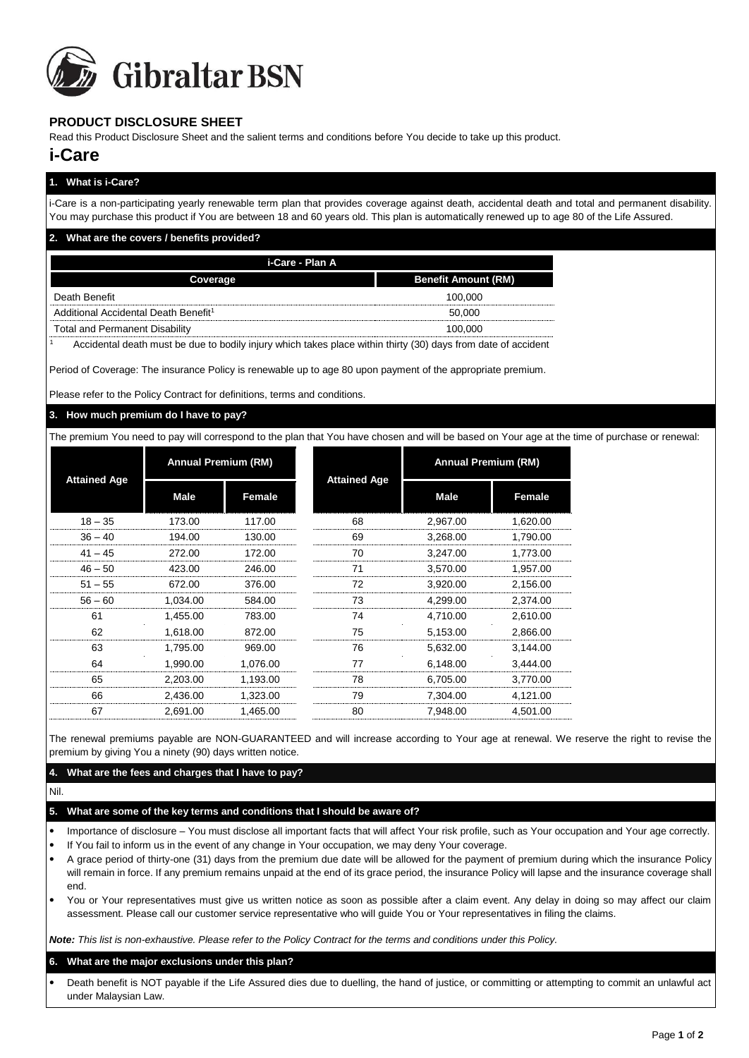Gibraltar BSN

## PRODUCT DISCLOSURE SHEET

Read this Product Disclosure Sheet and the salient terms and conditions before You decide to take up this product.

# i-Care

### 1. What is i-Care?

i-Care is a non-participating yearly renewable term plan that provides coverage against death, accidental death and total and permanent disability. You may purchase this product if You are between 18 and 60 years old. This plan is automatically renewed up to age 80 of the Life Assured.

### 2. What are the covers / benefits provided?

| i-Care - Plan A | |
|---|---|
| **Coverage** | **Benefit Amount (RM)** |
| Death Benefit | 100,000 |
| Additional Accidental Death Benefit[1] | 50,000 |
| Total and Permanent Disability | 100,000 |

[1] Accidental death must be due to bodily injury which takes place within thirty (30) days from date of accident

Period of Coverage: The insurance Policy is renewable up to age 80 upon payment of the appropriate premium.

Please refer to the Policy Contract for definitions, terms and conditions.

### 3. How much premium do I have to pay?

The premium You need to pay will correspond to the plan that You have chosen and will be based on Your age at the time of purchase or renewal:

| Attained Age | Annual Premium (RM) | | Attained Age | Annual Premium (RM) | |
|---|---|---|---|---|---|
| | Male | Female | | Male | Female |
| 18 – 35 | 173.00 | 117.00 | 68 | 2,967.00 | 1,620.00 |
| 36 – 40 | 194.00 | 130.00 | 69 | 3,268.00 | 1,790.00 |
| 41 – 45 | 272.00 | 172.00 | 70 | 3,247.00 | 1,773.00 |
| 46 – 50 | 423.00 | 246.00 | 71 | 3,570.00 | 1,957.00 |
| 51 – 55 | 672.00 | 376.00 | 72 | 3,920.00 | 2,156.00 |
| 56 – 60 | 1,034.00 | 584.00 | 73 | 4,299.00 | 2,374.00 |
| 61 | 1,455.00 | 783.00 | 74 | 4,710.00 | 2,610.00 |
| 62 | 1,618.00 | 872.00 | 75 | 5,153.00 | 2,866.00 |
| 63 | 1,795.00 | 969.00 | 76 | 5,632.00 | 3,144.00 |
| 64 | 1,990.00 | 1,076.00 | 77 | 6,148.00 | 3,444.00 |
| 65 | 2,203.00 | 1,193.00 | 78 | 6,705.00 | 3,770.00 |
| 66 | 2,436.00 | 1,323.00 | 79 | 7,304.00 | 4,121.00 |
| 67 | 2,691.00 | 1,465.00 | 80 | 7,948.00 | 4,501.00 |

The renewal premiums payable are NON-GUARANTEED and will increase according to Your age at renewal. We reserve the right to revise the premium by giving You a ninety (90) days written notice.

### 4. What are the fees and charges that I have to pay?

Nil.

### 5. What are some of the key terms and conditions that I should be aware of?

- Importance of disclosure – You must disclose all important facts that will affect Your risk profile, such as Your occupation and Your age correctly.
- If You fail to inform us in the event of any change in Your occupation, we may deny Your coverage.
- A grace period of thirty-one (31) days from the premium due date will be allowed for the payment of premium during which the insurance Policy will remain in force. If any premium remains unpaid at the end of its grace period, the insurance Policy will lapse and the insurance coverage shall end.
- You or Your representatives must give us written notice as soon as possible after a claim event. Any delay in doing so may affect our claim assessment. Please call our customer service representative who will guide You or Your representatives in filing the claims.

***Note:*** *This list is non-exhaustive. Please refer to the Policy Contract for the terms and conditions under this Policy.*

### 6. What are the major exclusions under this plan?

- Death benefit is NOT payable if the Life Assured dies due to duelling, the hand of justice, or committing or attempting to commit an unlawful act under Malaysian Law.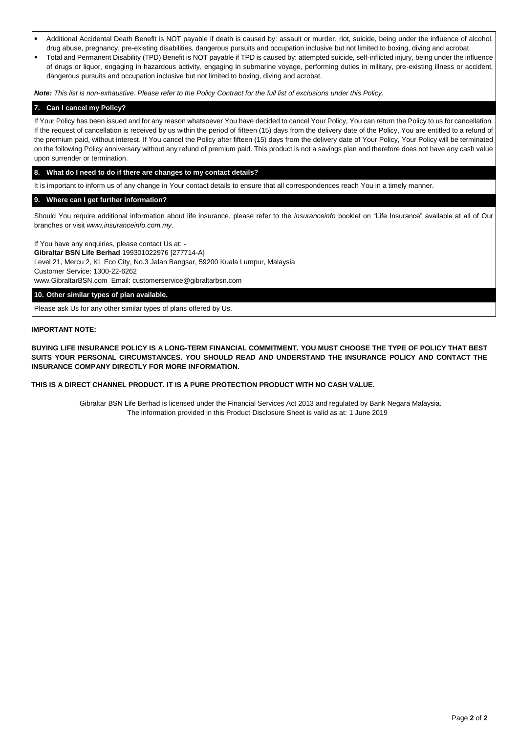- Additional Accidental Death Benefit is NOT payable if death is caused by: assault or murder, riot, suicide, being under the influence of alcohol, drug abuse, pregnancy, pre-existing disabilities, dangerous pursuits and occupation inclusive but not limited to boxing, diving and acrobat.
- Total and Permanent Disability (TPD) Benefit is NOT payable if TPD is caused by: attempted suicide, self-inflicted injury, being under the influence of drugs or liquor, engaging in hazardous activity, engaging in submarine voyage, performing duties in military, pre-existing illness or accident, dangerous pursuits and occupation inclusive but not limited to boxing, diving and acrobat.

***Note:*** *This list is non-exhaustive. Please refer to the Policy Contract for the full list of exclusions under this Policy.*

## 7. Can I cancel my Policy?

If Your Policy has been issued and for any reason whatsoever You have decided to cancel Your Policy, You can return the Policy to us for cancellation. If the request of cancellation is received by us within the period of fifteen (15) days from the delivery date of the Policy, You are entitled to a refund of the premium paid, without interest. If You cancel the Policy after fifteen (15) days from the delivery date of Your Policy, Your Policy will be terminated on the following Policy anniversary without any refund of premium paid. This product is not a savings plan and therefore does not have any cash value upon surrender or termination.

## 8. What do I need to do if there are changes to my contact details?

It is important to inform us of any change in Your contact details to ensure that all correspondences reach You in a timely manner.

## 9. Where can I get further information?

Should You require additional information about life insurance, please refer to the *insuranceinfo* booklet on "Life Insurance" available at all of Our branches or visit *www.insuranceinfo.com.my*.

If You have any enquiries, please contact Us at: -
**Gibraltar BSN Life Berhad** 199301022976 [277714-A]
Level 21, Mercu 2, KL Eco City, No.3 Jalan Bangsar, 59200 Kuala Lumpur, Malaysia
Customer Service: 1300-22-6262
www.GibraltarBSN.com Email: customerservice@gibraltarbsn.com

## 10. Other similar types of plan available.

Please ask Us for any other similar types of plans offered by Us.

**IMPORTANT NOTE:**

**BUYING LIFE INSURANCE POLICY IS A LONG-TERM FINANCIAL COMMITMENT. YOU MUST CHOOSE THE TYPE OF POLICY THAT BEST SUITS YOUR PERSONAL CIRCUMSTANCES. YOU SHOULD READ AND UNDERSTAND THE INSURANCE POLICY AND CONTACT THE INSURANCE COMPANY DIRECTLY FOR MORE INFORMATION.**

**THIS IS A DIRECT CHANNEL PRODUCT. IT IS A PURE PROTECTION PRODUCT WITH NO CASH VALUE.**

Gibraltar BSN Life Berhad is licensed under the Financial Services Act 2013 and regulated by Bank Negara Malaysia.
The information provided in this Product Disclosure Sheet is valid as at: 1 June 2019